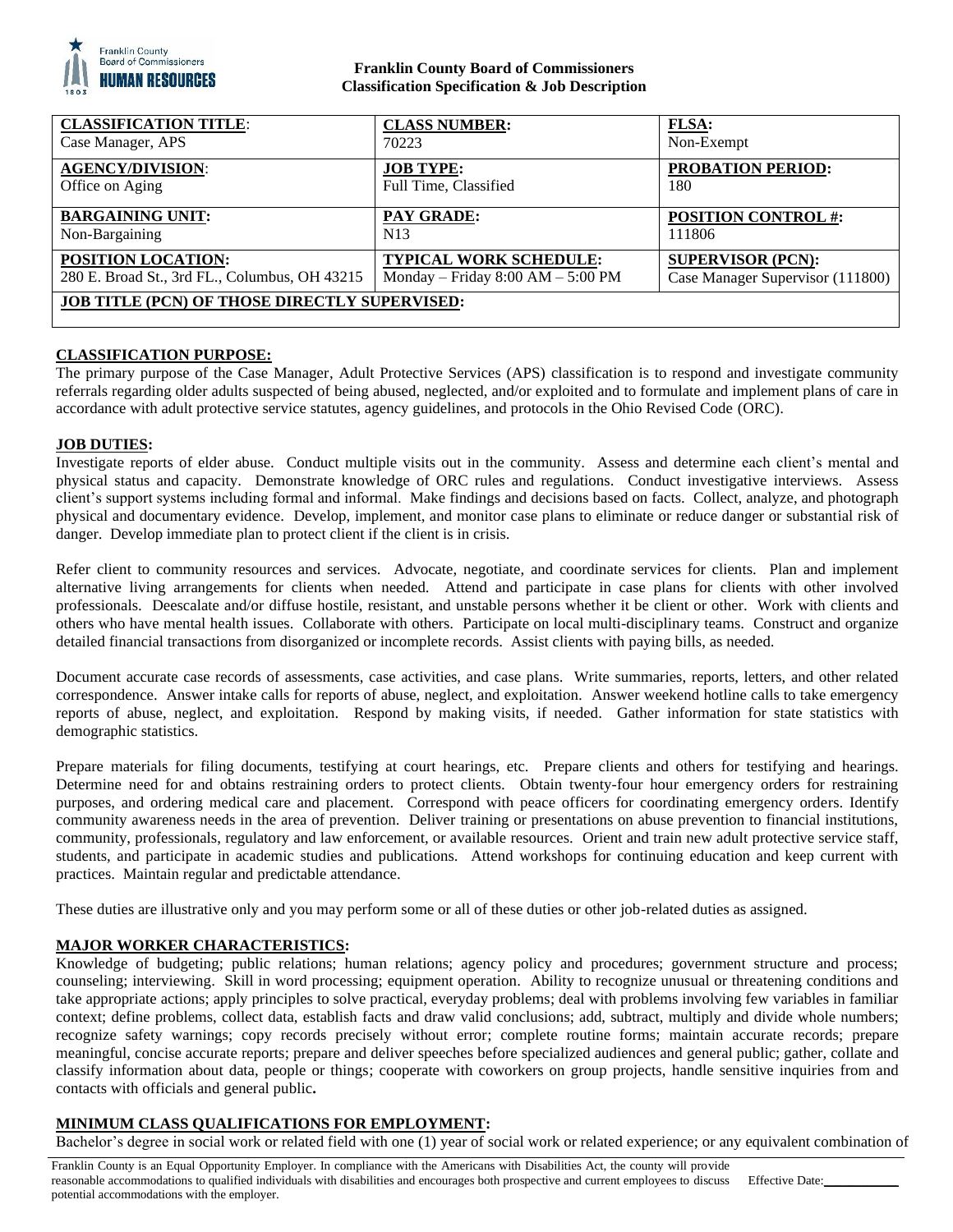**Franklin County Board of Commissioners**
**Classification Specification & Job Description**

| **CLASSIFICATION TITLE**: | **CLASS NUMBER:** | **FLSA:** |
|---|---|---|
| Case Manager, APS | 70223 | Non-Exempt |
| **AGENCY/DIVISION**: | **JOB TYPE:** | **PROBATION PERIOD:** |
| Office on Aging | Full Time, Classified | 180 |
| **BARGAINING UNIT:** | **PAY GRADE:** | **POSITION CONTROL #:** |
| Non-Bargaining | N13 | 111806 |
| **POSITION LOCATION:** | **TYPICAL WORK SCHEDULE:** | **SUPERVISOR (PCN):** |
| 280 E. Broad St., 3rd FL., Columbus, OH 43215 | Monday – Friday 8:00 AM – 5:00 PM | Case Manager Supervisor (111800) |
| **JOB TITLE (PCN) OF THOSE DIRECTLY SUPERVISED:** | | |

## CLASSIFICATION PURPOSE:

The primary purpose of the Case Manager, Adult Protective Services (APS) classification is to respond and investigate community referrals regarding older adults suspected of being abused, neglected, and/or exploited and to formulate and implement plans of care in accordance with adult protective service statutes, agency guidelines, and protocols in the Ohio Revised Code (ORC).

## JOB DUTIES:

Investigate reports of elder abuse. Conduct multiple visits out in the community. Assess and determine each client's mental and physical status and capacity. Demonstrate knowledge of ORC rules and regulations. Conduct investigative interviews. Assess client's support systems including formal and informal. Make findings and decisions based on facts. Collect, analyze, and photograph physical and documentary evidence. Develop, implement, and monitor case plans to eliminate or reduce danger or substantial risk of danger. Develop immediate plan to protect client if the client is in crisis.

Refer client to community resources and services. Advocate, negotiate, and coordinate services for clients. Plan and implement alternative living arrangements for clients when needed. Attend and participate in case plans for clients with other involved professionals. Deescalate and/or diffuse hostile, resistant, and unstable persons whether it be client or other. Work with clients and others who have mental health issues. Collaborate with others. Participate on local multi-disciplinary teams. Construct and organize detailed financial transactions from disorganized or incomplete records. Assist clients with paying bills, as needed.

Document accurate case records of assessments, case activities, and case plans. Write summaries, reports, letters, and other related correspondence. Answer intake calls for reports of abuse, neglect, and exploitation. Answer weekend hotline calls to take emergency reports of abuse, neglect, and exploitation. Respond by making visits, if needed. Gather information for state statistics with demographic statistics.

Prepare materials for filing documents, testifying at court hearings, etc. Prepare clients and others for testifying and hearings. Determine need for and obtains restraining orders to protect clients. Obtain twenty-four hour emergency orders for restraining purposes, and ordering medical care and placement. Correspond with peace officers for coordinating emergency orders. Identify community awareness needs in the area of prevention. Deliver training or presentations on abuse prevention to financial institutions, community, professionals, regulatory and law enforcement, or available resources. Orient and train new adult protective service staff, students, and participate in academic studies and publications. Attend workshops for continuing education and keep current with practices. Maintain regular and predictable attendance.

These duties are illustrative only and you may perform some or all of these duties or other job-related duties as assigned.

## MAJOR WORKER CHARACTERISTICS:

Knowledge of budgeting; public relations; human relations; agency policy and procedures; government structure and process; counseling; interviewing. Skill in word processing; equipment operation. Ability to recognize unusual or threatening conditions and take appropriate actions; apply principles to solve practical, everyday problems; deal with problems involving few variables in familiar context; define problems, collect data, establish facts and draw valid conclusions; add, subtract, multiply and divide whole numbers; recognize safety warnings; copy records precisely without error; complete routine forms; maintain accurate records; prepare meaningful, concise accurate reports; prepare and deliver speeches before specialized audiences and general public; gather, collate and classify information about data, people or things; cooperate with coworkers on group projects, handle sensitive inquiries from and contacts with officials and general public**.**

## MINIMUM CLASS QUALIFICATIONS FOR EMPLOYMENT:

Bachelor's degree in social work or related field with one (1) year of social work or related experience; or any equivalent combination of

Franklin County is an Equal Opportunity Employer. In compliance with the Americans with Disabilities Act, the county will provide reasonable accommodations to qualified individuals with disabilities and encourages both prospective and current employees to discuss potential accommodations with the employer.

Effective Date:\_\_\_\_\_\_\_\_\_\_\_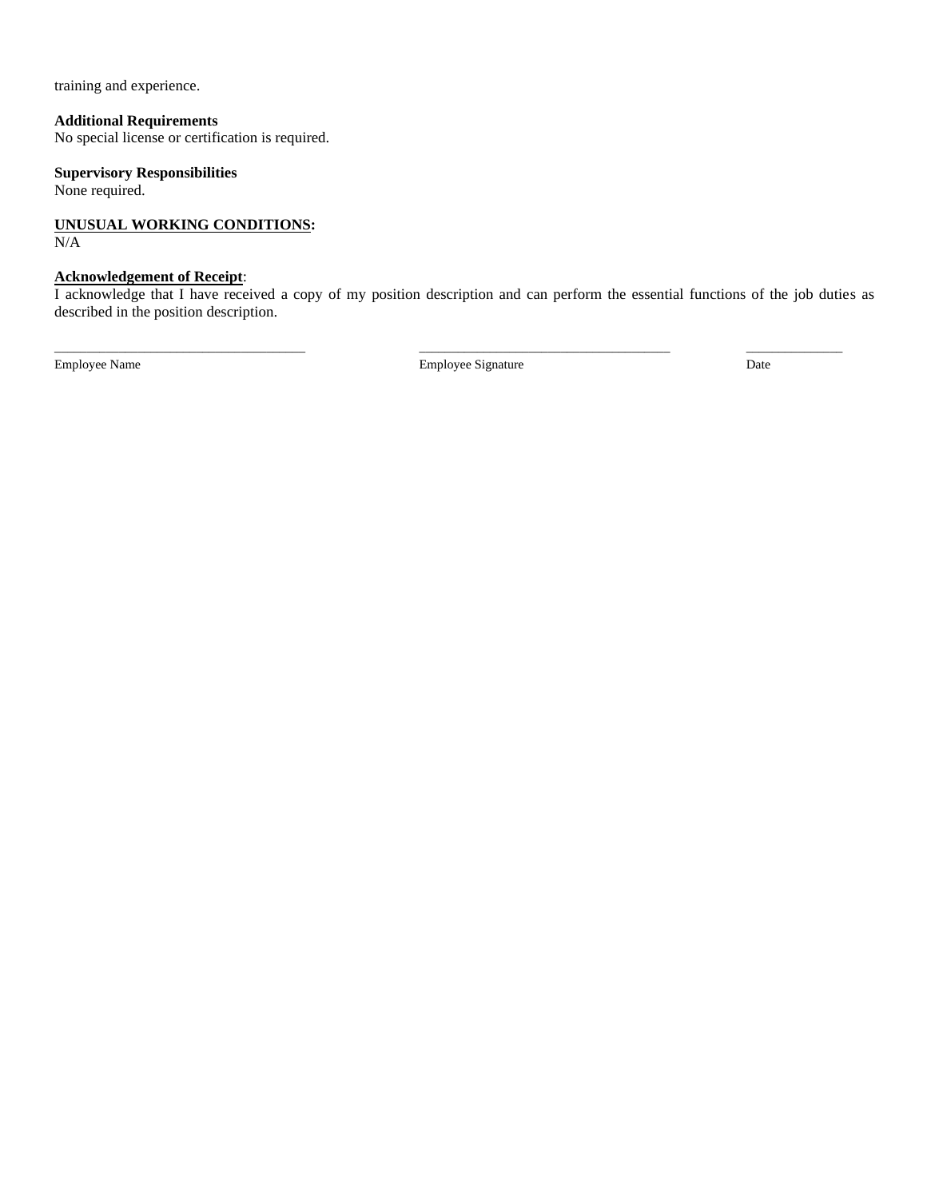training and experience.

**Additional Requirements**
No special license or certification is required.

**Supervisory Responsibilities**
None required.

**UNUSUAL WORKING CONDITIONS:**
N/A

**Acknowledgement of Receipt**:
I acknowledge that I have received a copy of my position description and can perform the essential functions of the job duties as described in the position description.

| | | |
|---|---|---|
| ____________________________________ | ____________________________________ | ______________ |
| Employee Name | Employee Signature | Date |